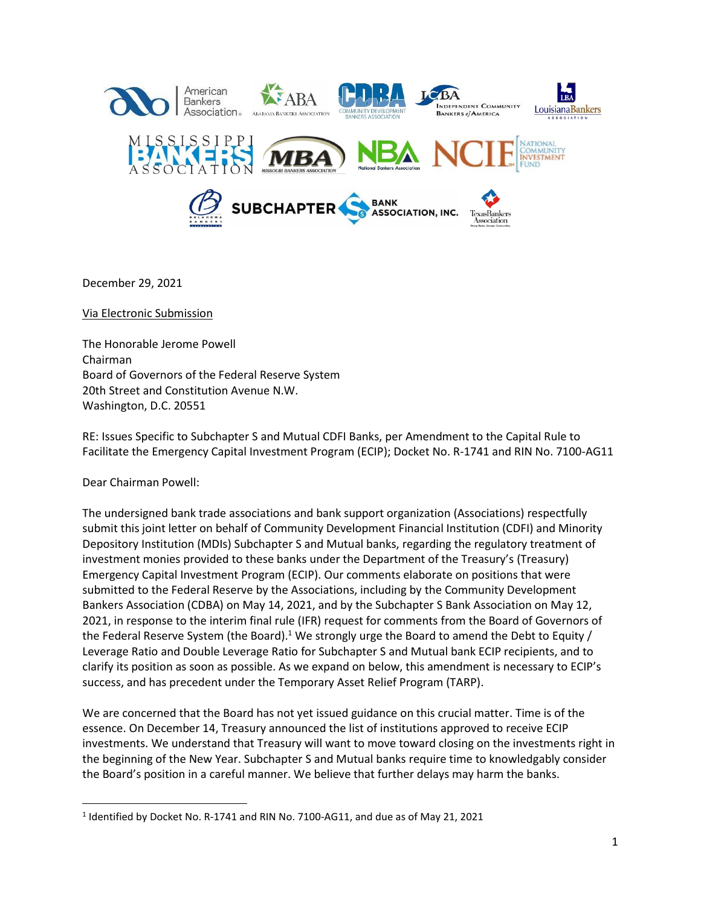December 29, 2021

Via Electronic Submission

The Honorable Jerome Powell
Chairman
Board of Governors of the Federal Reserve System
20th Street and Constitution Avenue N.W.
Washington, D.C. 20551

RE: Issues Specific to Subchapter S and Mutual CDFI Banks, per Amendment to the Capital Rule to Facilitate the Emergency Capital Investment Program (ECIP); Docket No. R-1741 and RIN No. 7100-AG11

Dear Chairman Powell:

The undersigned bank trade associations and bank support organization (Associations) respectfully submit this joint letter on behalf of Community Development Financial Institution (CDFI) and Minority Depository Institution (MDIs) Subchapter S and Mutual banks, regarding the regulatory treatment of investment monies provided to these banks under the Department of the Treasury's (Treasury) Emergency Capital Investment Program (ECIP). Our comments elaborate on positions that were submitted to the Federal Reserve by the Associations, including by the Community Development Bankers Association (CDBA) on May 14, 2021, and by the Subchapter S Bank Association on May 12, 2021, in response to the interim final rule (IFR) request for comments from the Board of Governors of the Federal Reserve System (the Board).[1] We strongly urge the Board to amend the Debt to Equity / Leverage Ratio and Double Leverage Ratio for Subchapter S and Mutual bank ECIP recipients, and to clarify its position as soon as possible. As we expand on below, this amendment is necessary to ECIP's success, and has precedent under the Temporary Asset Relief Program (TARP).

We are concerned that the Board has not yet issued guidance on this crucial matter. Time is of the essence. On December 14, Treasury announced the list of institutions approved to receive ECIP investments. We understand that Treasury will want to move toward closing on the investments right in the beginning of the New Year. Subchapter S and Mutual banks require time to knowledgably consider the Board's position in a careful manner. We believe that further delays may harm the banks.

[1] Identified by Docket No. R-1741 and RIN No. 7100-AG11, and due as of May 21, 2021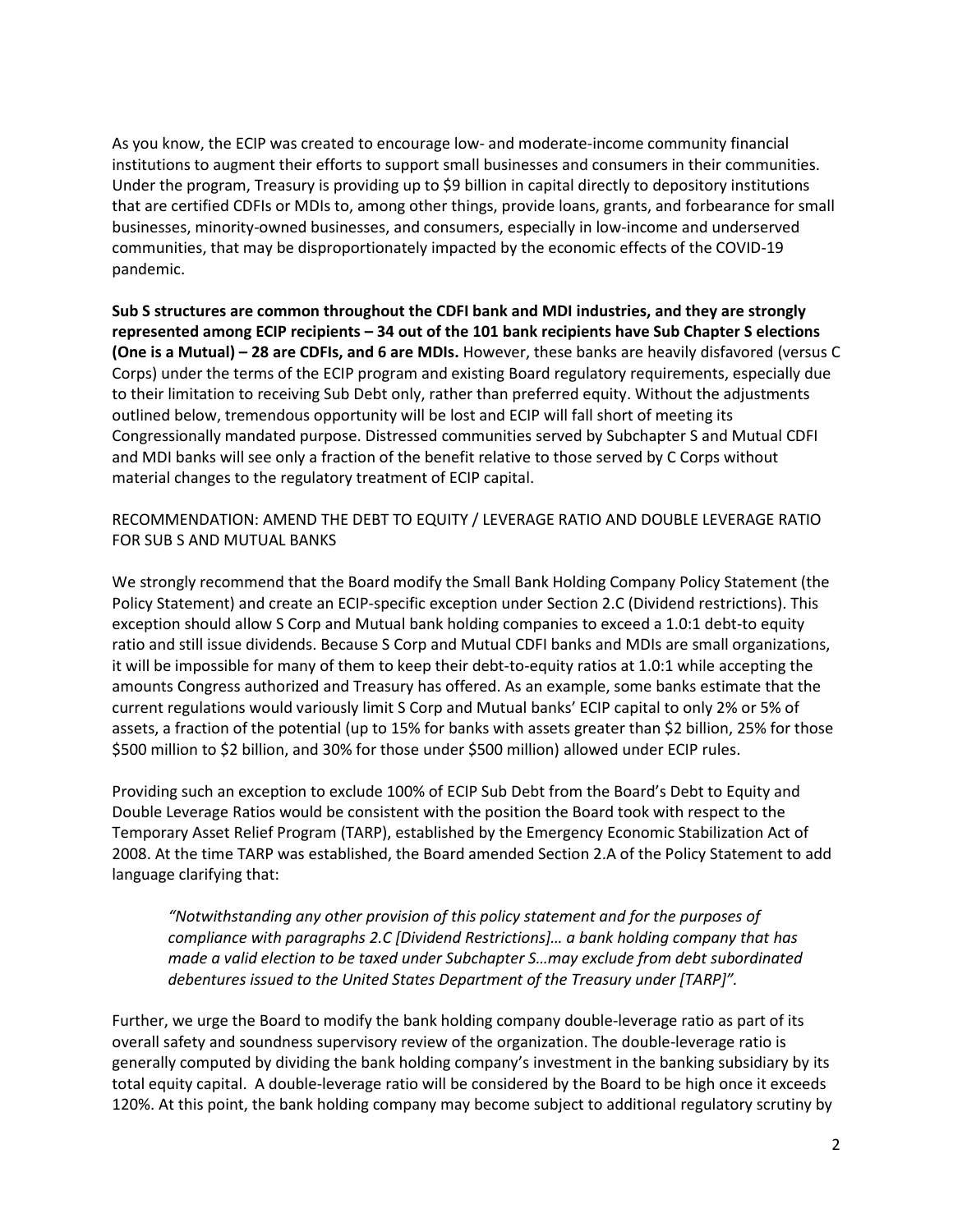As you know, the ECIP was created to encourage low- and moderate-income community financial institutions to augment their efforts to support small businesses and consumers in their communities. Under the program, Treasury is providing up to $9 billion in capital directly to depository institutions that are certified CDFIs or MDIs to, among other things, provide loans, grants, and forbearance for small businesses, minority-owned businesses, and consumers, especially in low-income and underserved communities, that may be disproportionately impacted by the economic effects of the COVID-19 pandemic.

**Sub S structures are common throughout the CDFI bank and MDI industries, and they are strongly represented among ECIP recipients – 34 out of the 101 bank recipients have Sub Chapter S elections (One is a Mutual) – 28 are CDFIs, and 6 are MDIs.** However, these banks are heavily disfavored (versus C Corps) under the terms of the ECIP program and existing Board regulatory requirements, especially due to their limitation to receiving Sub Debt only, rather than preferred equity. Without the adjustments outlined below, tremendous opportunity will be lost and ECIP will fall short of meeting its Congressionally mandated purpose. Distressed communities served by Subchapter S and Mutual CDFI and MDI banks will see only a fraction of the benefit relative to those served by C Corps without material changes to the regulatory treatment of ECIP capital.

RECOMMENDATION: AMEND THE DEBT TO EQUITY / LEVERAGE RATIO AND DOUBLE LEVERAGE RATIO FOR SUB S AND MUTUAL BANKS

We strongly recommend that the Board modify the Small Bank Holding Company Policy Statement (the Policy Statement) and create an ECIP-specific exception under Section 2.C (Dividend restrictions). This exception should allow S Corp and Mutual bank holding companies to exceed a 1.0:1 debt-to equity ratio and still issue dividends. Because S Corp and Mutual CDFI banks and MDIs are small organizations, it will be impossible for many of them to keep their debt-to-equity ratios at 1.0:1 while accepting the amounts Congress authorized and Treasury has offered. As an example, some banks estimate that the current regulations would variously limit S Corp and Mutual banks' ECIP capital to only 2% or 5% of assets, a fraction of the potential (up to 15% for banks with assets greater than $2 billion, 25% for those $500 million to $2 billion, and 30% for those under $500 million) allowed under ECIP rules.

Providing such an exception to exclude 100% of ECIP Sub Debt from the Board's Debt to Equity and Double Leverage Ratios would be consistent with the position the Board took with respect to the Temporary Asset Relief Program (TARP), established by the Emergency Economic Stabilization Act of 2008. At the time TARP was established, the Board amended Section 2.A of the Policy Statement to add language clarifying that:

> *"Notwithstanding any other provision of this policy statement and for the purposes of compliance with paragraphs 2.C [Dividend Restrictions]… a bank holding company that has made a valid election to be taxed under Subchapter S…may exclude from debt subordinated debentures issued to the United States Department of the Treasury under [TARP]".*

Further, we urge the Board to modify the bank holding company double-leverage ratio as part of its overall safety and soundness supervisory review of the organization. The double-leverage ratio is generally computed by dividing the bank holding company's investment in the banking subsidiary by its total equity capital. A double-leverage ratio will be considered by the Board to be high once it exceeds 120%. At this point, the bank holding company may become subject to additional regulatory scrutiny by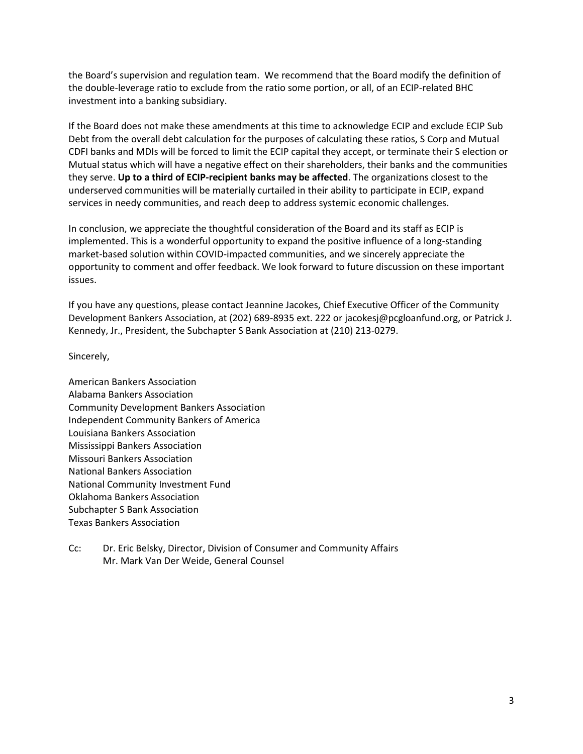the Board's supervision and regulation team. We recommend that the Board modify the definition of the double-leverage ratio to exclude from the ratio some portion, or all, of an ECIP-related BHC investment into a banking subsidiary.

If the Board does not make these amendments at this time to acknowledge ECIP and exclude ECIP Sub Debt from the overall debt calculation for the purposes of calculating these ratios, S Corp and Mutual CDFI banks and MDIs will be forced to limit the ECIP capital they accept, or terminate their S election or Mutual status which will have a negative effect on their shareholders, their banks and the communities they serve. **Up to a third of ECIP-recipient banks may be affected**. The organizations closest to the underserved communities will be materially curtailed in their ability to participate in ECIP, expand services in needy communities, and reach deep to address systemic economic challenges.

In conclusion, we appreciate the thoughtful consideration of the Board and its staff as ECIP is implemented. This is a wonderful opportunity to expand the positive influence of a long-standing market-based solution within COVID-impacted communities, and we sincerely appreciate the opportunity to comment and offer feedback. We look forward to future discussion on these important issues.

If you have any questions, please contact Jeannine Jacokes, Chief Executive Officer of the Community Development Bankers Association, at (202) 689-8935 ext. 222 or jacokesj@pcgloanfund.org, or Patrick J. Kennedy, Jr., President, the Subchapter S Bank Association at (210) 213-0279.

Sincerely,

American Bankers Association
Alabama Bankers Association
Community Development Bankers Association
Independent Community Bankers of America
Louisiana Bankers Association
Mississippi Bankers Association
Missouri Bankers Association
National Bankers Association
National Community Investment Fund
Oklahoma Bankers Association
Subchapter S Bank Association
Texas Bankers Association

Cc: Dr. Eric Belsky, Director, Division of Consumer and Community Affairs
Mr. Mark Van Der Weide, General Counsel